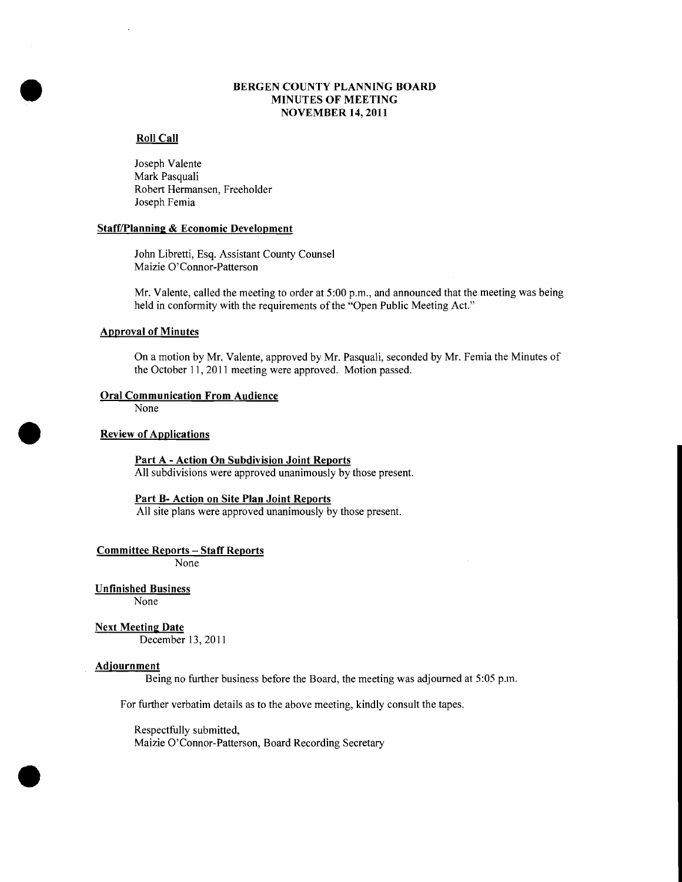# BERGEN COUNTY PLANNING BOARD
## MINUTES OF MEETING
## NOVEMBER 14, 2011

**Roll Call**

Joseph Valente
Mark Pasquali
Robert Hermansen, Freeholder
Joseph Femia

**Staff/Planning & Economic Development**

John Libretti, Esq. Assistant County Counsel
Maizie O'Connor-Patterson

Mr. Valente, called the meeting to order at 5:00 p.m., and announced that the meeting was being held in conformity with the requirements of the "Open Public Meeting Act."

**Approval of Minutes**

On a motion by Mr. Valente, approved by Mr. Pasquali, seconded by Mr. Femia the Minutes of the October 11, 2011 meeting were approved. Motion passed.

**Oral Communication From Audience**

None

**Review of Applications**

**Part A - Action On Subdivision Joint Reports**
All subdivisions were approved unanimously by those present.

**Part B- Action on Site Plan Joint Reports**
All site plans were approved unanimously by those present.

**Committee Reports – Staff Reports**

None

**Unfinished Business**

None

**Next Meeting Date**

December 13, 2011

**Adjournment**

Being no further business before the Board, the meeting was adjourned at 5:05 p.m.

For further verbatim details as to the above meeting, kindly consult the tapes.

Respectfully submitted,
Maizie O'Connor-Patterson, Board Recording Secretary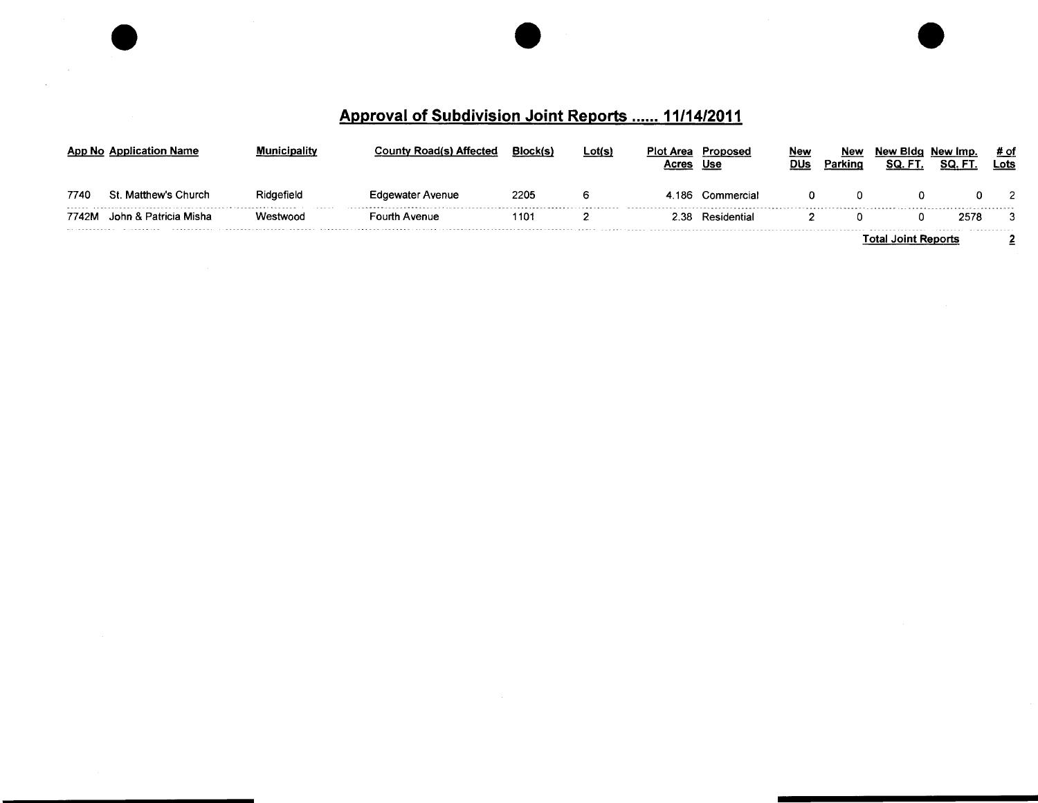## Approval of Subdivision Joint Reports ...... 11/14/2011

| App No | Application Name | Municipality | County Road(s) Affected | Block(s) | Lot(s) | Plot Area Acres | Proposed Use | New DUs | New Parking | New Bldg SQ. FT. | New Imp. SQ. FT. | # of Lots |
|---|---|---|---|---|---|---|---|---|---|---|---|---|
| 7740 | St. Matthew's Church | Ridgefield | Edgewater Avenue | 2205 | 6 | 4.186 | Commercial | 0 | 0 | 0 | 0 | 2 |
| 7742M | John & Patricia Misha | Westwood | Fourth Avenue | 1101 | 2 | 2.38 | Residential | 2 | 0 | 0 | 2578 | 3 |
| | | | | | | | | | | **Total Joint Reports** | | **2** |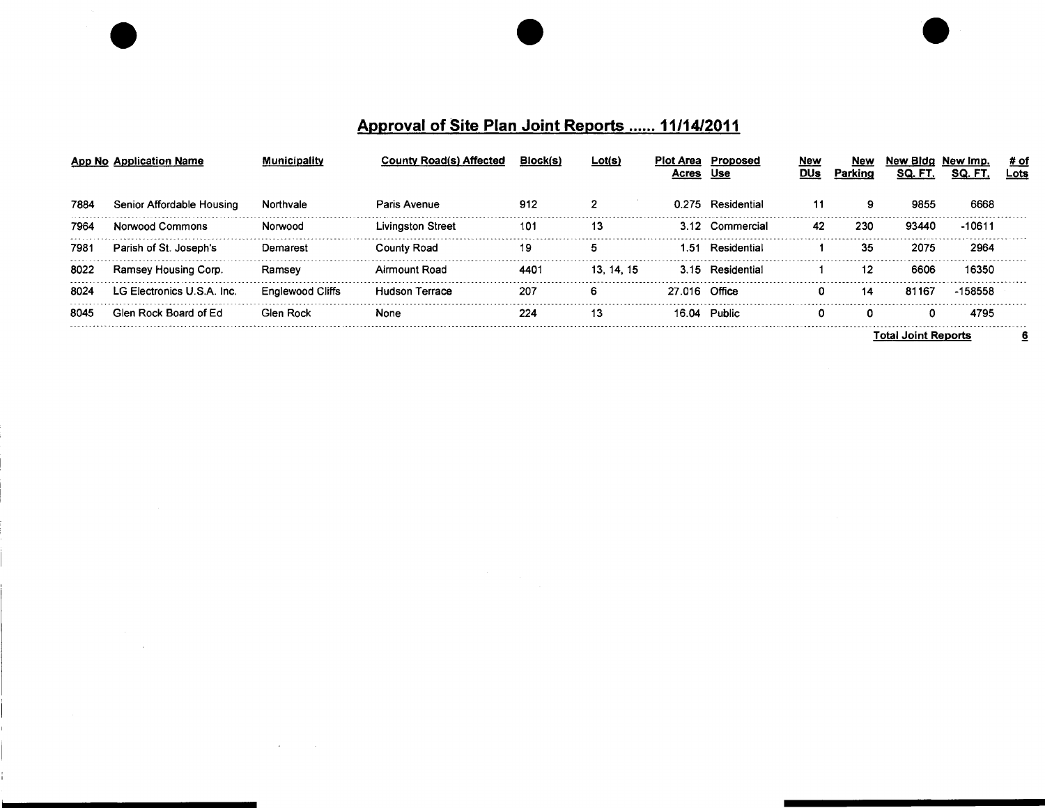## Approval of Site Plan Joint Reports ...... 11/14/2011

| App No | Application Name | Municipality | County Road(s) Affected | Block(s) | Lot(s) | Plot Area Acres | Proposed Use | New DUs | New Parking | New Bldg SQ. FT. | New Imp. SQ. FT. | # of Lots |
|---|---|---|---|---|---|---|---|---|---|---|---|---|
| 7884 | Senior Affordable Housing | Northvale | Paris Avenue | 912 | 2 | 0.275 | Residential | 11 | 9 | 9855 | 6668 | |
| 7964 | Norwood Commons | Norwood | Livingston Street | 101 | 13 | 3.12 | Commercial | 42 | 230 | 93440 | -10611 | |
| 7981 | Parish of St. Joseph's | Demarest | County Road | 19 | 5 | 1.51 | Residential | 1 | 35 | 2075 | 2964 | |
| 8022 | Ramsey Housing Corp. | Ramsey | Airmount Road | 4401 | 13, 14, 15 | 3.15 | Residential | 1 | 12 | 6606 | 16350 | |
| 8024 | LG Electronics U.S.A. Inc. | Englewood Cliffs | Hudson Terrace | 207 | 6 | 27.016 | Office | 0 | 14 | 81167 | -158558 | |
| 8045 | Glen Rock Board of Ed | Glen Rock | None | 224 | 13 | 16.04 | Public | 0 | 0 | 0 | 4795 | |
| | | | | | | | | | | **Total Joint Reports** | | **6** |